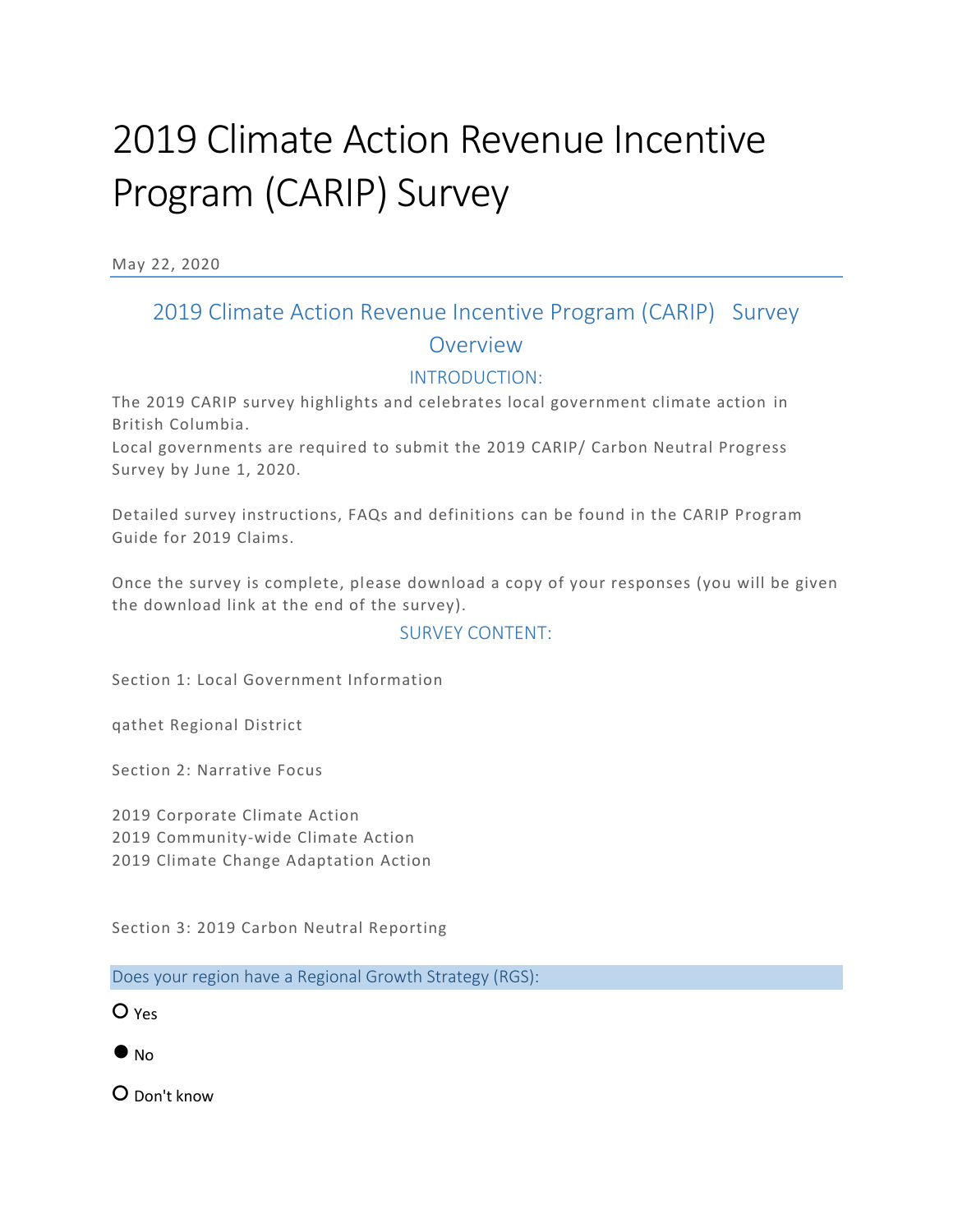# 2019 Climate Action Revenue Incentive Program (CARIP) Survey

May 22, 2020

## 2019 Climate Action Revenue Incentive Program (CARIP) Survey Overview

### INTRODUCTION:

The 2019 CARIP survey highlights and celebrates local government climate action in British Columbia.
Local governments are required to submit the 2019 CARIP/ Carbon Neutral Progress Survey by June 1, 2020.

Detailed survey instructions, FAQs and definitions can be found in the CARIP Program Guide for 2019 Claims.

Once the survey is complete, please download a copy of your responses (you will be given the download link at the end of the survey).

### SURVEY CONTENT:

Section 1: Local Government Information

qathet Regional District

Section 2: Narrative Focus

2019 Corporate Climate Action
2019 Community-wide Climate Action
2019 Climate Change Adaptation Action

Section 3: 2019 Carbon Neutral Reporting

**Does your region have a Regional Growth Strategy (RGS):**

- ○ Yes
- ● No
- ○ Don't know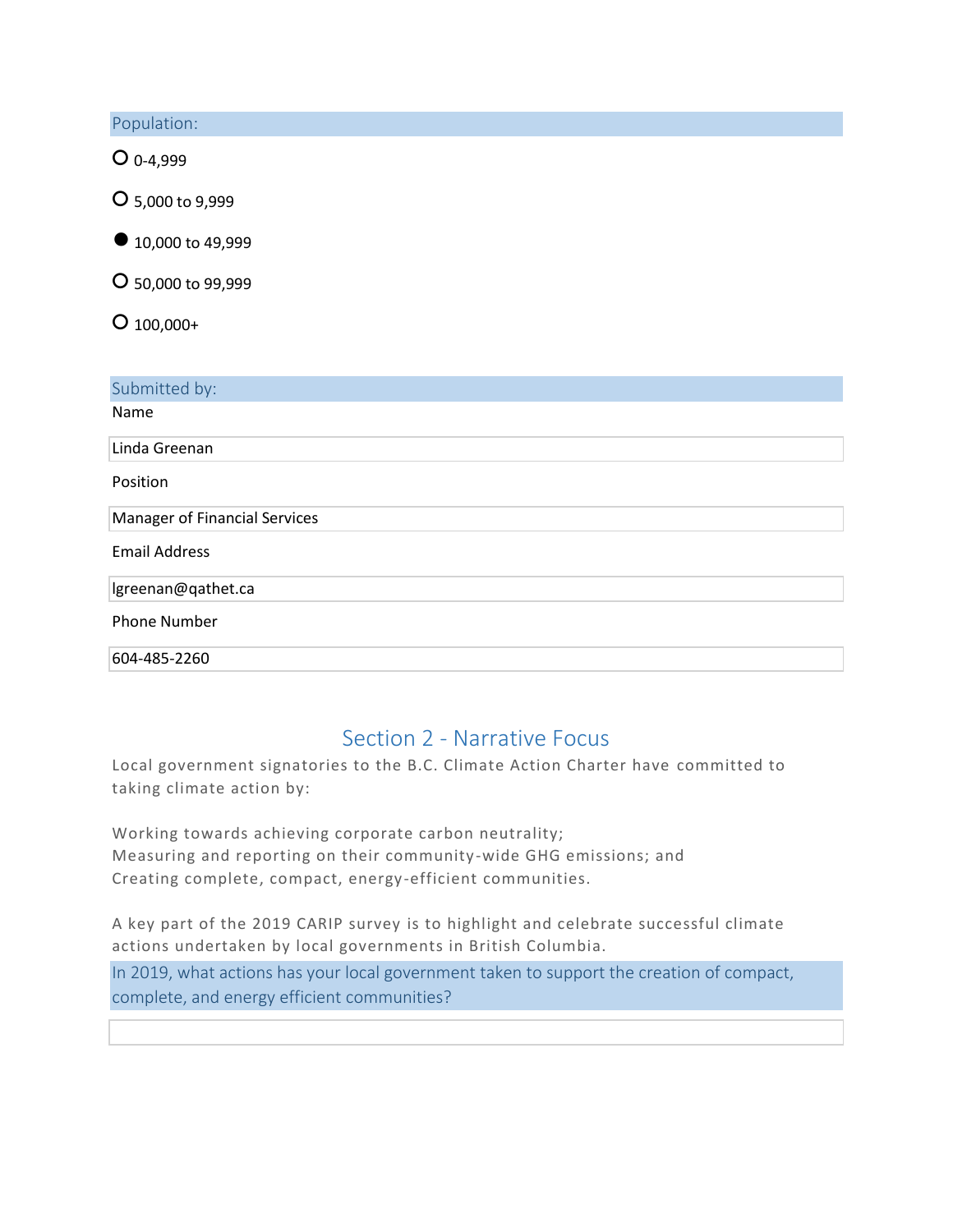Population:

- ○ 0-4,999
- ○ 5,000 to 9,999
- ● 10,000 to 49,999
- ○ 50,000 to 99,999
- ○ 100,000+

Submitted by:

Name

Linda Greenan

Position

Manager of Financial Services

Email Address

lgreenan@qathet.ca

Phone Number

604-485-2260

## Section 2 - Narrative Focus

Local government signatories to the B.C. Climate Action Charter have committed to taking climate action by:

Working towards achieving corporate carbon neutrality;
Measuring and reporting on their community-wide GHG emissions; and
Creating complete, compact, energy-efficient communities.

A key part of the 2019 CARIP survey is to highlight and celebrate successful climate actions undertaken by local governments in British Columbia.

In 2019, what actions has your local government taken to support the creation of compact, complete, and energy efficient communities?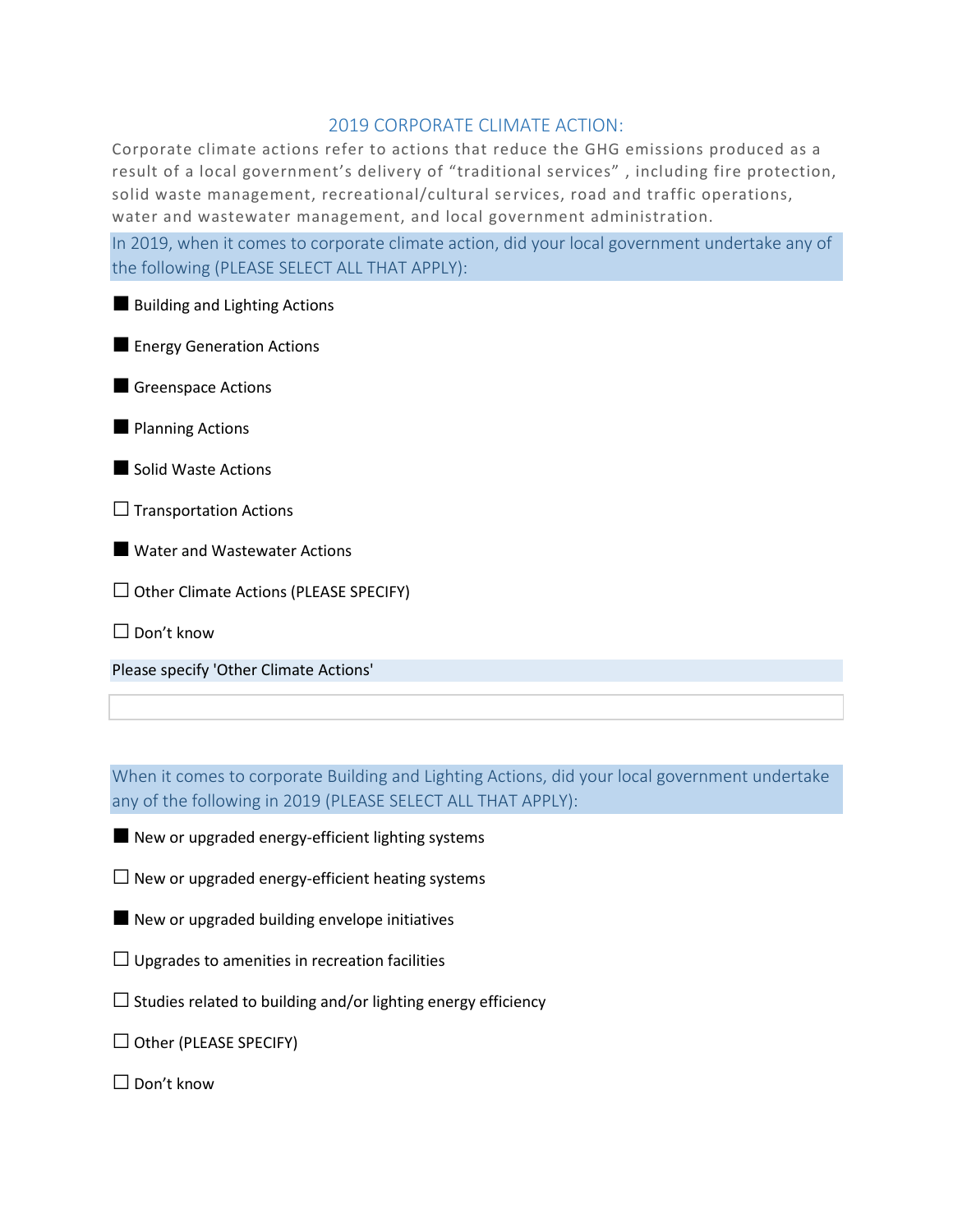## 2019 CORPORATE CLIMATE ACTION:

Corporate climate actions refer to actions that reduce the GHG emissions produced as a result of a local government's delivery of "traditional services" , including fire protection, solid waste management, recreational/cultural services, road and traffic operations, water and wastewater management, and local government administration.

In 2019, when it comes to corporate climate action, did your local government undertake any of the following (PLEASE SELECT ALL THAT APPLY):

- [x] Building and Lighting Actions
- [x] Energy Generation Actions
- [x] Greenspace Actions
- [x] Planning Actions
- [x] Solid Waste Actions
- [ ] Transportation Actions
- [x] Water and Wastewater Actions
- [ ] Other Climate Actions (PLEASE SPECIFY)
- [ ] Don't know

Please specify 'Other Climate Actions'

When it comes to corporate Building and Lighting Actions, did your local government undertake any of the following in 2019 (PLEASE SELECT ALL THAT APPLY):

- [x] New or upgraded energy-efficient lighting systems
- [ ] New or upgraded energy-efficient heating systems
- [x] New or upgraded building envelope initiatives
- [ ] Upgrades to amenities in recreation facilities
- [ ] Studies related to building and/or lighting energy efficiency
- [ ] Other (PLEASE SPECIFY)
- [ ] Don't know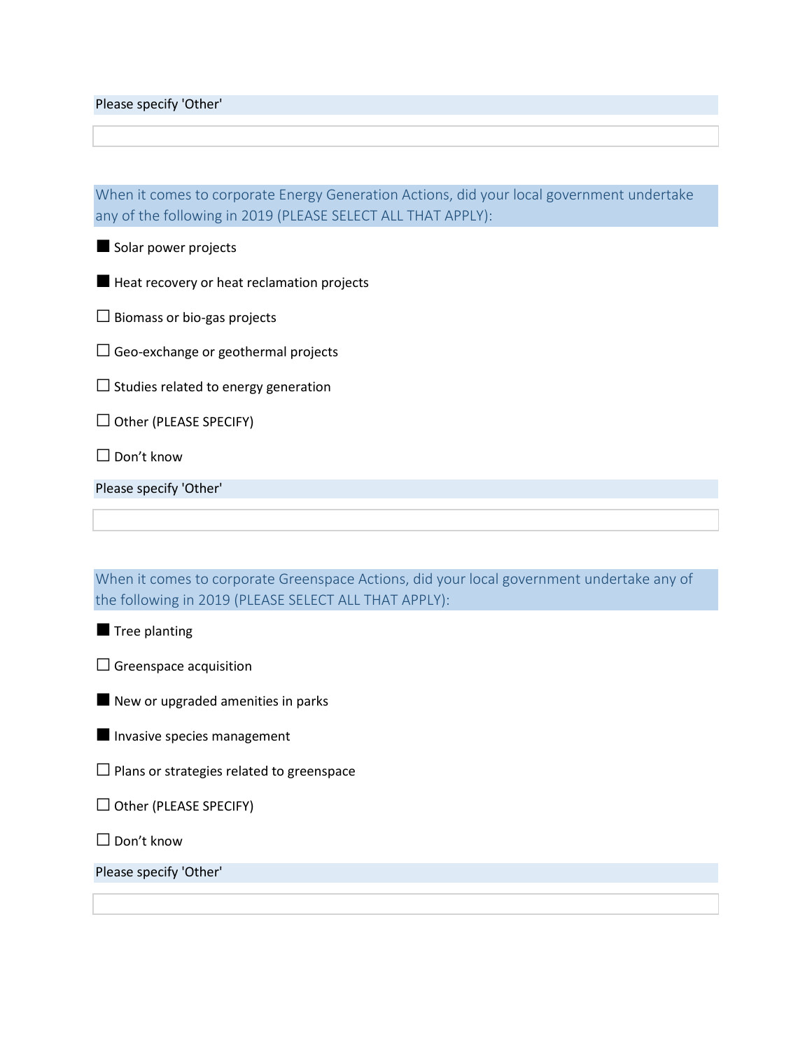Please specify 'Other'

When it comes to corporate Energy Generation Actions, did your local government undertake any of the following in 2019 (PLEASE SELECT ALL THAT APPLY):

- [x] Solar power projects
- [x] Heat recovery or heat reclamation projects
- [ ] Biomass or bio-gas projects
- [ ] Geo-exchange or geothermal projects
- [ ] Studies related to energy generation
- [ ] Other (PLEASE SPECIFY)
- [ ] Don't know

Please specify 'Other'

When it comes to corporate Greenspace Actions, did your local government undertake any of the following in 2019 (PLEASE SELECT ALL THAT APPLY):

- [x] Tree planting
- [ ] Greenspace acquisition
- [x] New or upgraded amenities in parks
- [x] Invasive species management
- [ ] Plans or strategies related to greenspace
- [ ] Other (PLEASE SPECIFY)
- [ ] Don't know

Please specify 'Other'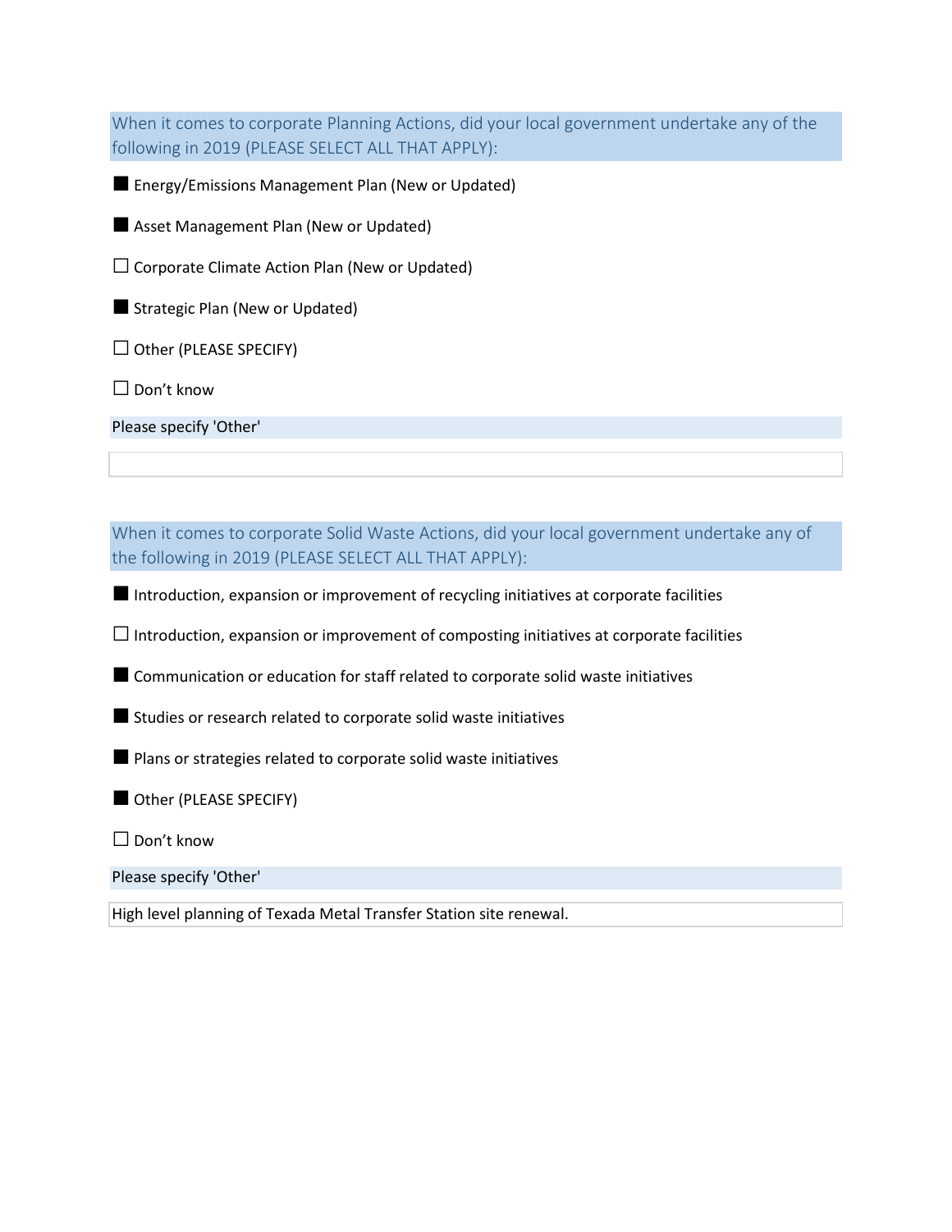When it comes to corporate Planning Actions, did your local government undertake any of the following in 2019 (PLEASE SELECT ALL THAT APPLY):

■ Energy/Emissions Management Plan (New or Updated)

■ Asset Management Plan (New or Updated)

☐ Corporate Climate Action Plan (New or Updated)

■ Strategic Plan (New or Updated)

☐ Other (PLEASE SPECIFY)

☐ Don't know

Please specify 'Other'

When it comes to corporate Solid Waste Actions, did your local government undertake any of the following in 2019 (PLEASE SELECT ALL THAT APPLY):

■ Introduction, expansion or improvement of recycling initiatives at corporate facilities

☐ Introduction, expansion or improvement of composting initiatives at corporate facilities

■ Communication or education for staff related to corporate solid waste initiatives

■ Studies or research related to corporate solid waste initiatives

■ Plans or strategies related to corporate solid waste initiatives

■ Other (PLEASE SPECIFY)

☐ Don't know

Please specify 'Other'

High level planning of Texada Metal Transfer Station site renewal.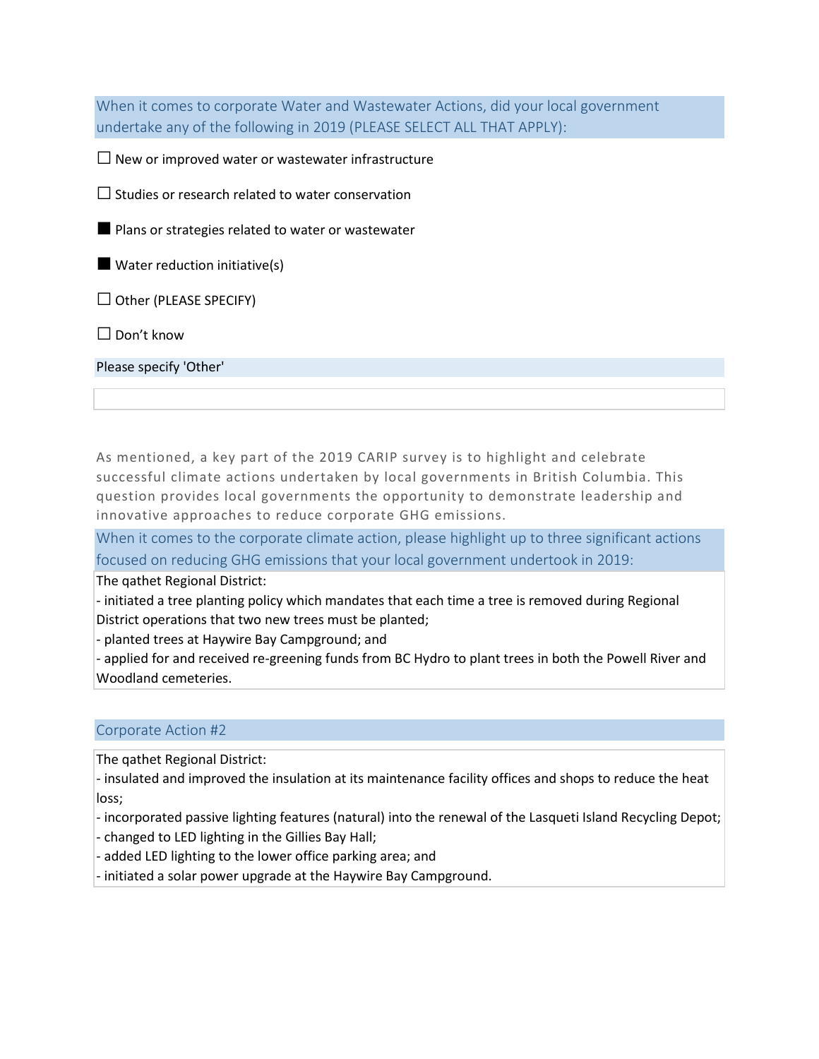When it comes to corporate Water and Wastewater Actions, did your local government undertake any of the following in 2019 (PLEASE SELECT ALL THAT APPLY):

☐ New or improved water or wastewater infrastructure

☐ Studies or research related to water conservation

■ Plans or strategies related to water or wastewater

■ Water reduction initiative(s)

☐ Other (PLEASE SPECIFY)

☐ Don't know

Please specify 'Other'

As mentioned, a key part of the 2019 CARIP survey is to highlight and celebrate successful climate actions undertaken by local governments in British Columbia. This question provides local governments the opportunity to demonstrate leadership and innovative approaches to reduce corporate GHG emissions.

When it comes to the corporate climate action, please highlight up to three significant actions focused on reducing GHG emissions that your local government undertook in 2019:

The qathet Regional District:
- initiated a tree planting policy which mandates that each time a tree is removed during Regional District operations that two new trees must be planted;
- planted trees at Haywire Bay Campground; and
- applied for and received re-greening funds from BC Hydro to plant trees in both the Powell River and Woodland cemeteries.

Corporate Action #2

The qathet Regional District:
- insulated and improved the insulation at its maintenance facility offices and shops to reduce the heat loss;
- incorporated passive lighting features (natural) into the renewal of the Lasqueti Island Recycling Depot;
- changed to LED lighting in the Gillies Bay Hall;
- added LED lighting to the lower office parking area; and
- initiated a solar power upgrade at the Haywire Bay Campground.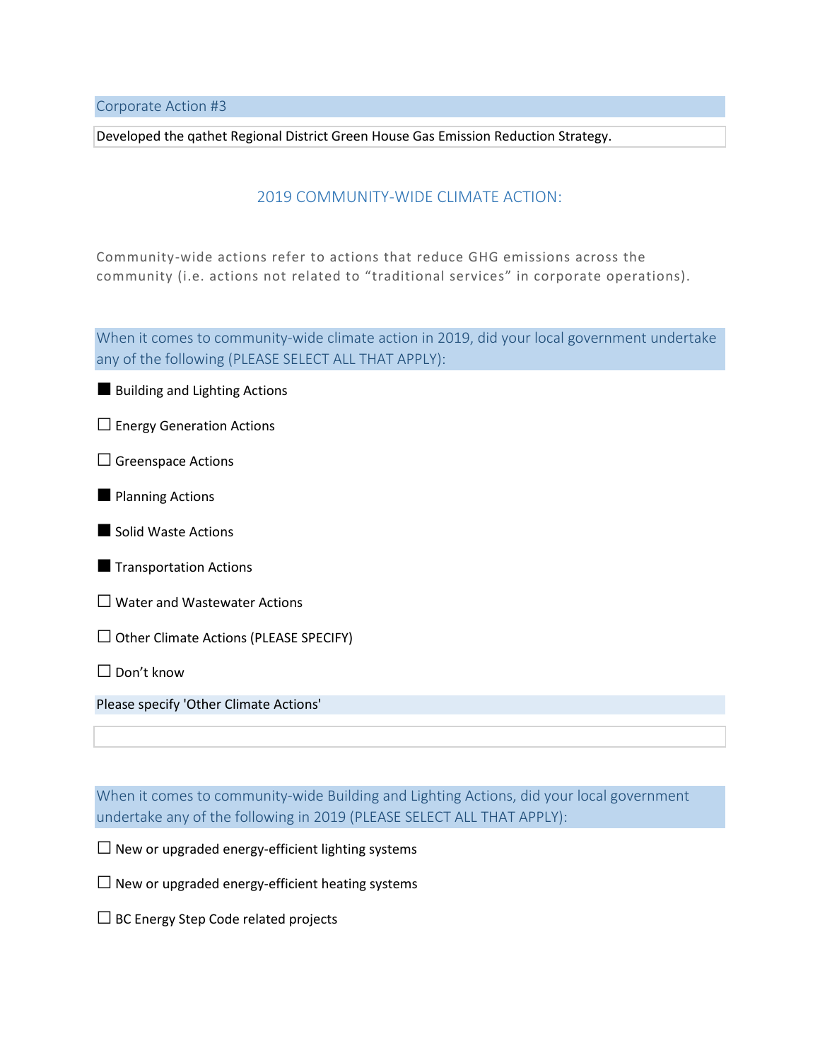### Corporate Action #3

Developed the qathet Regional District Green House Gas Emission Reduction Strategy.

## 2019 COMMUNITY-WIDE CLIMATE ACTION:

Community-wide actions refer to actions that reduce GHG emissions across the community (i.e. actions not related to “traditional services” in corporate operations).

### When it comes to community-wide climate action in 2019, did your local government undertake any of the following (PLEASE SELECT ALL THAT APPLY):

- [x] Building and Lighting Actions
- [ ] Energy Generation Actions
- [ ] Greenspace Actions
- [x] Planning Actions
- [x] Solid Waste Actions
- [x] Transportation Actions
- [ ] Water and Wastewater Actions
- [ ] Other Climate Actions (PLEASE SPECIFY)
- [ ] Don’t know

Please specify 'Other Climate Actions'

### When it comes to community-wide Building and Lighting Actions, did your local government undertake any of the following in 2019 (PLEASE SELECT ALL THAT APPLY):

- [ ] New or upgraded energy-efficient lighting systems
- [ ] New or upgraded energy-efficient heating systems
- [ ] BC Energy Step Code related projects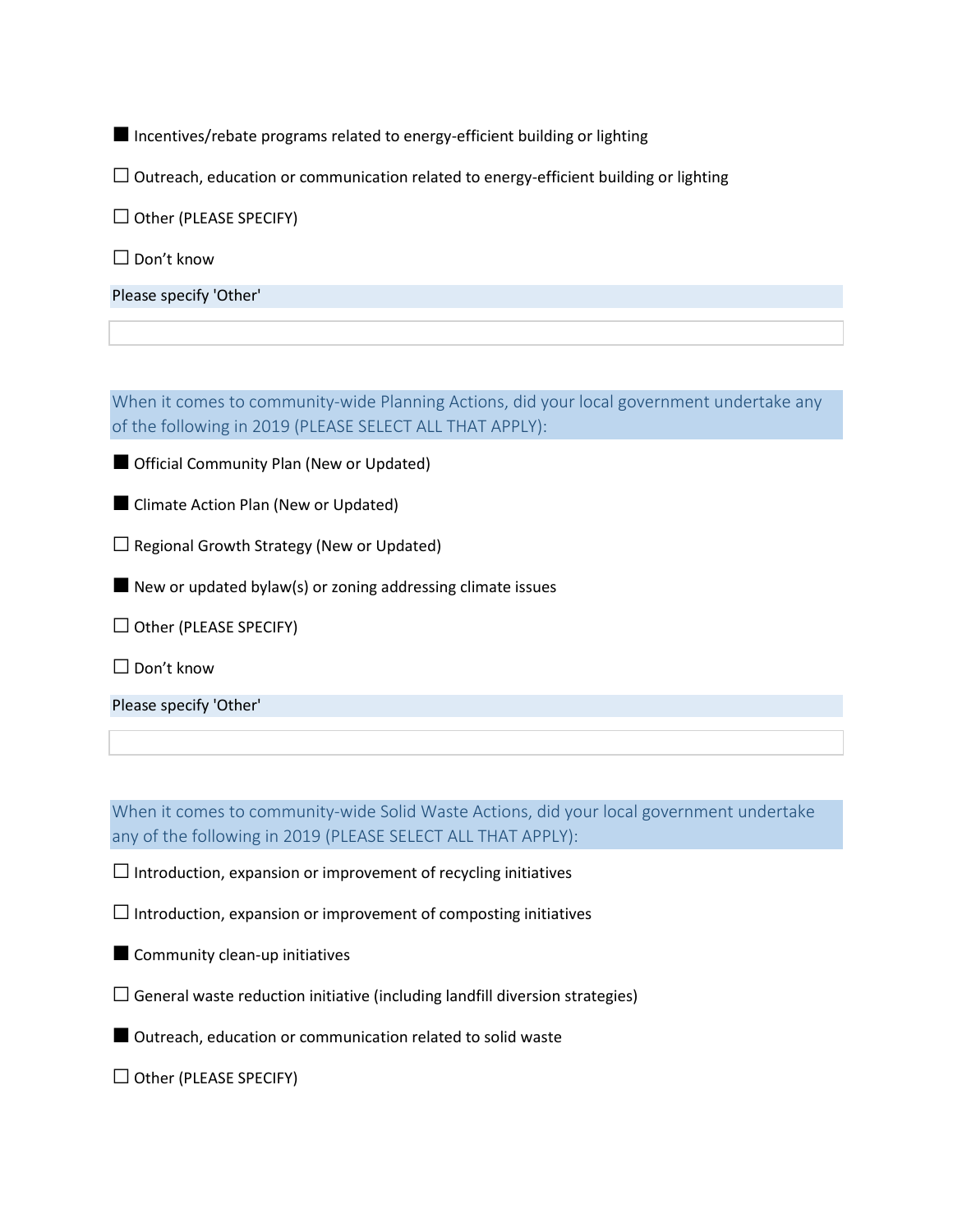■ Incentives/rebate programs related to energy-efficient building or lighting

☐ Outreach, education or communication related to energy-efficient building or lighting

☐ Other (PLEASE SPECIFY)

☐ Don't know

Please specify 'Other'

When it comes to community-wide Planning Actions, did your local government undertake any of the following in 2019 (PLEASE SELECT ALL THAT APPLY):

■ Official Community Plan (New or Updated)

■ Climate Action Plan (New or Updated)

☐ Regional Growth Strategy (New or Updated)

■ New or updated bylaw(s) or zoning addressing climate issues

☐ Other (PLEASE SPECIFY)

☐ Don't know

Please specify 'Other'

When it comes to community-wide Solid Waste Actions, did your local government undertake any of the following in 2019 (PLEASE SELECT ALL THAT APPLY):

☐ Introduction, expansion or improvement of recycling initiatives

☐ Introduction, expansion or improvement of composting initiatives

■ Community clean-up initiatives

☐ General waste reduction initiative (including landfill diversion strategies)

■ Outreach, education or communication related to solid waste

☐ Other (PLEASE SPECIFY)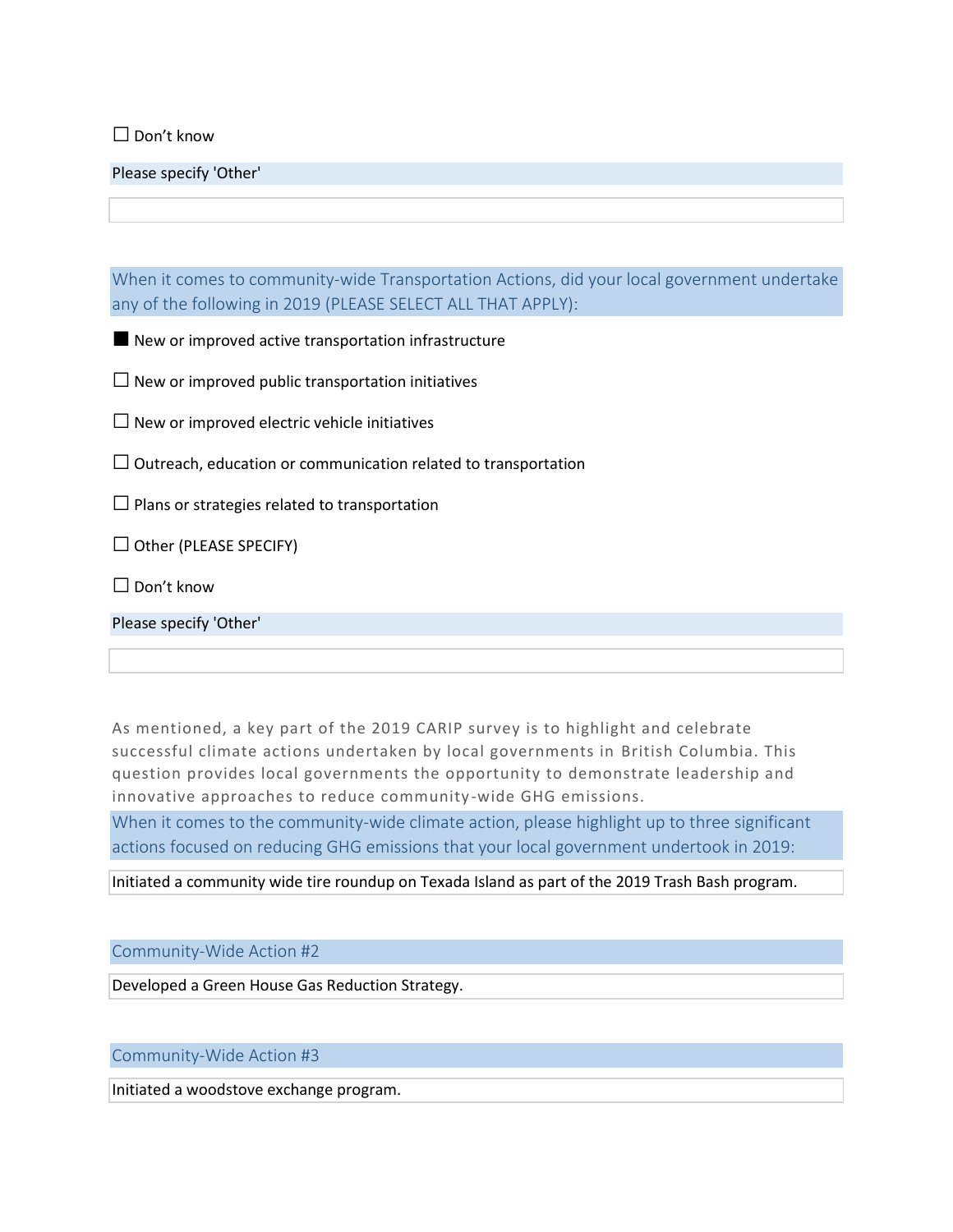☐ Don't know

Please specify 'Other'

When it comes to community-wide Transportation Actions, did your local government undertake any of the following in 2019 (PLEASE SELECT ALL THAT APPLY):

■ New or improved active transportation infrastructure

☐ New or improved public transportation initiatives

☐ New or improved electric vehicle initiatives

☐ Outreach, education or communication related to transportation

☐ Plans or strategies related to transportation

☐ Other (PLEASE SPECIFY)

☐ Don't know

Please specify 'Other'

As mentioned, a key part of the 2019 CARIP survey is to highlight and celebrate successful climate actions undertaken by local governments in British Columbia. This question provides local governments the opportunity to demonstrate leadership and innovative approaches to reduce community-wide GHG emissions.

When it comes to the community-wide climate action, please highlight up to three significant actions focused on reducing GHG emissions that your local government undertook in 2019:

Initiated a community wide tire roundup on Texada Island as part of the 2019 Trash Bash program.

Community-Wide Action #2

Developed a Green House Gas Reduction Strategy.

Community-Wide Action #3

Initiated a woodstove exchange program.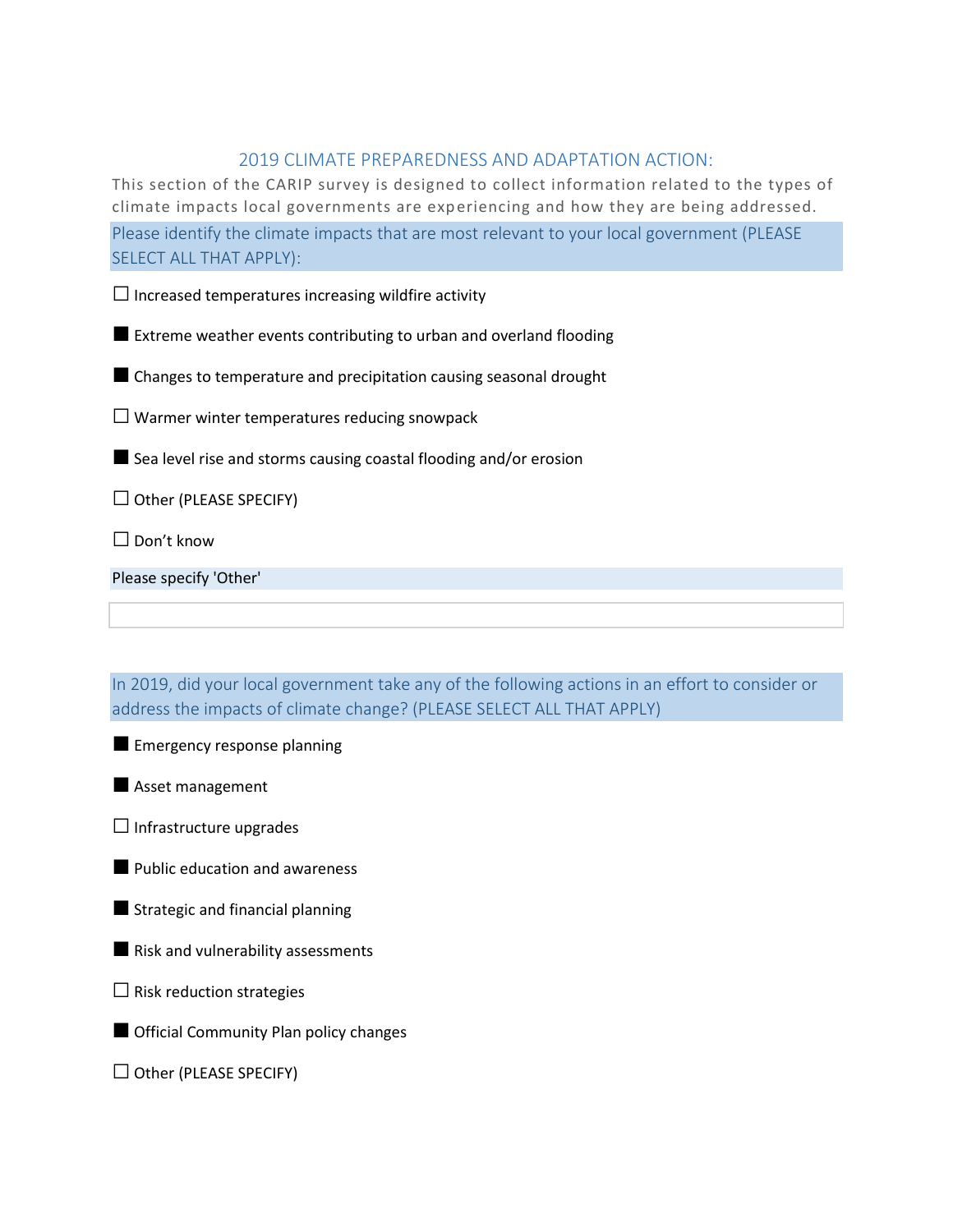## 2019 CLIMATE PREPAREDNESS AND ADAPTATION ACTION:

This section of the CARIP survey is designed to collect information related to the types of climate impacts local governments are experiencing and how they are being addressed.

**Please identify the climate impacts that are most relevant to your local government (PLEASE SELECT ALL THAT APPLY):**

- ☐ Increased temperatures increasing wildfire activity
- ■ Extreme weather events contributing to urban and overland flooding
- ■ Changes to temperature and precipitation causing seasonal drought
- ☐ Warmer winter temperatures reducing snowpack
- ■ Sea level rise and storms causing coastal flooding and/or erosion
- ☐ Other (PLEASE SPECIFY)
- ☐ Don't know

**Please specify 'Other'**

**In 2019, did your local government take any of the following actions in an effort to consider or address the impacts of climate change? (PLEASE SELECT ALL THAT APPLY)**

- ■ Emergency response planning
- ■ Asset management
- ☐ Infrastructure upgrades
- ■ Public education and awareness
- ■ Strategic and financial planning
- ■ Risk and vulnerability assessments
- ☐ Risk reduction strategies
- ■ Official Community Plan policy changes
- ☐ Other (PLEASE SPECIFY)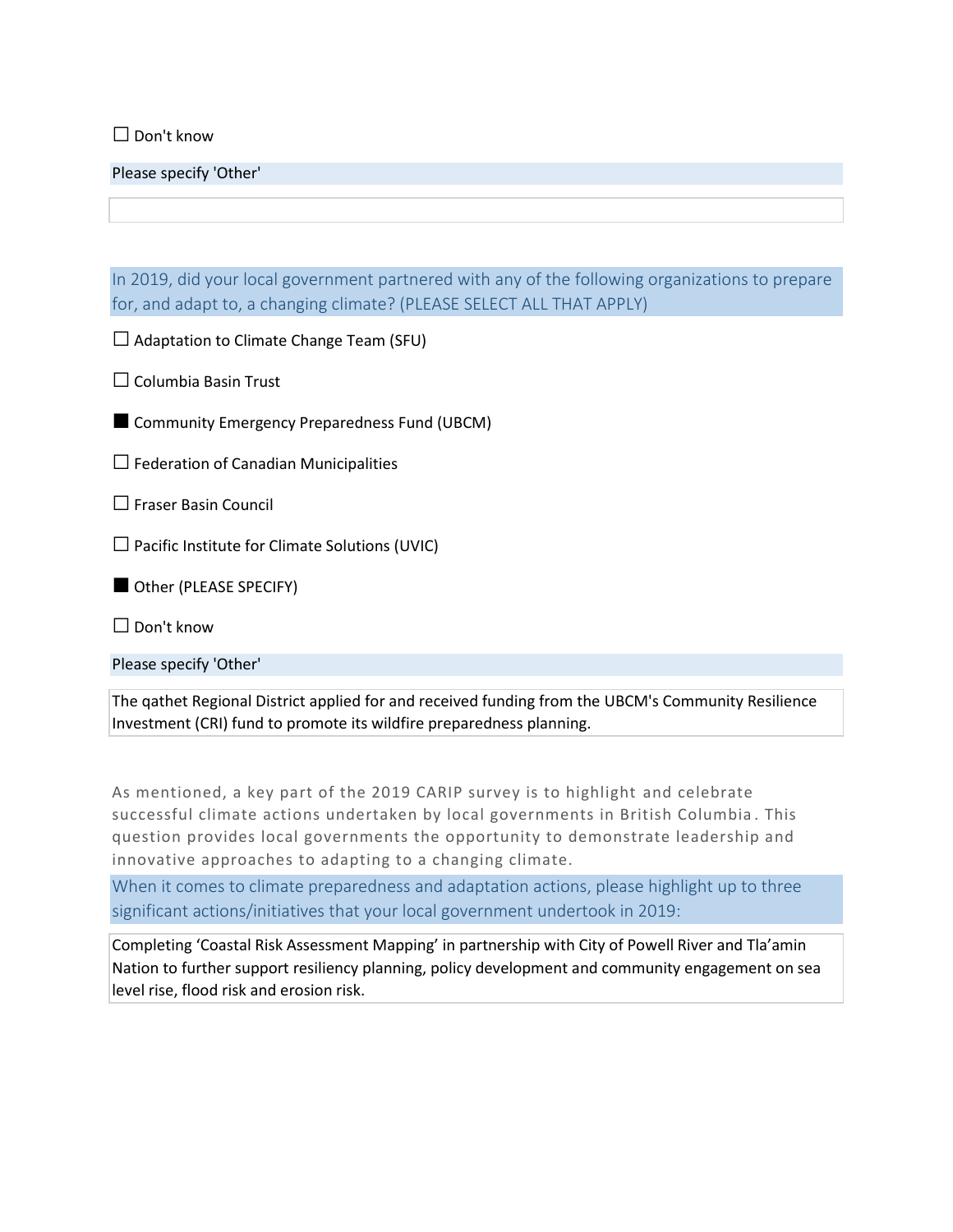☐ Don't know

Please specify 'Other'

In 2019, did your local government partnered with any of the following organizations to prepare for, and adapt to, a changing climate? (PLEASE SELECT ALL THAT APPLY)

☐ Adaptation to Climate Change Team (SFU)

☐ Columbia Basin Trust

■ Community Emergency Preparedness Fund (UBCM)

☐ Federation of Canadian Municipalities

☐ Fraser Basin Council

☐ Pacific Institute for Climate Solutions (UVIC)

■ Other (PLEASE SPECIFY)

☐ Don't know

Please specify 'Other'

The qathet Regional District applied for and received funding from the UBCM's Community Resilience Investment (CRI) fund to promote its wildfire preparedness planning.

As mentioned, a key part of the 2019 CARIP survey is to highlight and celebrate successful climate actions undertaken by local governments in British Columbia. This question provides local governments the opportunity to demonstrate leadership and innovative approaches to adapting to a changing climate.

When it comes to climate preparedness and adaptation actions, please highlight up to three significant actions/initiatives that your local government undertook in 2019:

Completing 'Coastal Risk Assessment Mapping' in partnership with City of Powell River and Tla'amin Nation to further support resiliency planning, policy development and community engagement on sea level rise, flood risk and erosion risk.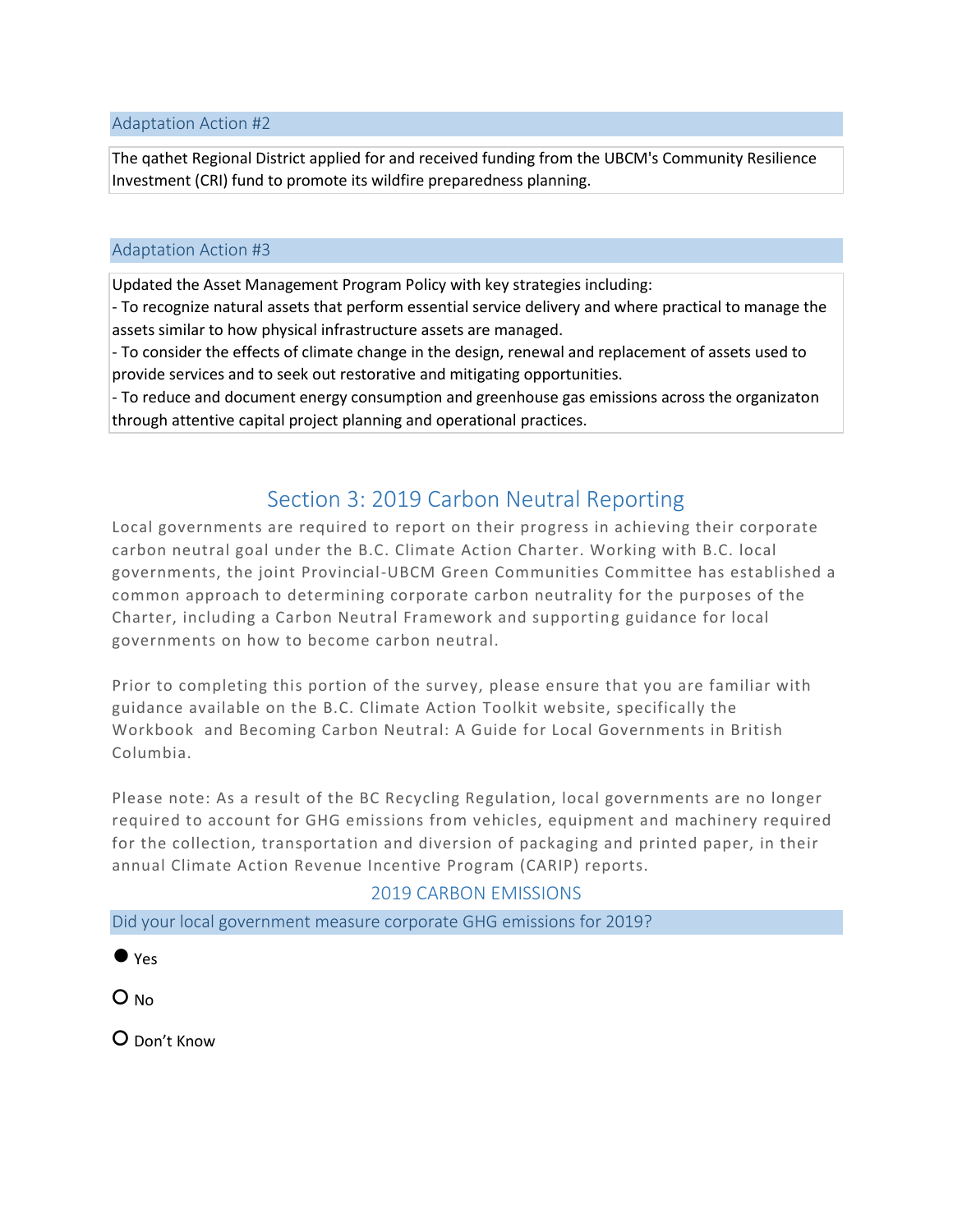### Adaptation Action #2

The qathet Regional District applied for and received funding from the UBCM's Community Resilience Investment (CRI) fund to promote its wildfire preparedness planning.

### Adaptation Action #3

Updated the Asset Management Program Policy with key strategies including:
- To recognize natural assets that perform essential service delivery and where practical to manage the assets similar to how physical infrastructure assets are managed.
- To consider the effects of climate change in the design, renewal and replacement of assets used to provide services and to seek out restorative and mitigating opportunities.
- To reduce and document energy consumption and greenhouse gas emissions across the organizaton through attentive capital project planning and operational practices.

## Section 3: 2019 Carbon Neutral Reporting

Local governments are required to report on their progress in achieving their corporate carbon neutral goal under the B.C. Climate Action Charter. Working with B.C. local governments, the joint Provincial-UBCM Green Communities Committee has established a common approach to determining corporate carbon neutrality for the purposes of the Charter, including a Carbon Neutral Framework and supporting guidance for local governments on how to become carbon neutral.

Prior to completing this portion of the survey, please ensure that you are familiar with guidance available on the B.C. Climate Action Toolkit website, specifically the Workbook and Becoming Carbon Neutral: A Guide for Local Governments in British Columbia.

Please note: As a result of the BC Recycling Regulation, local governments are no longer required to account for GHG emissions from vehicles, equipment and machinery required for the collection, transportation and diversion of packaging and printed paper, in their annual Climate Action Revenue Incentive Program (CARIP) reports.

### 2019 CARBON EMISSIONS

### Did your local government measure corporate GHG emissions for 2019?

- ● Yes
- ○ No
- ○ Don't Know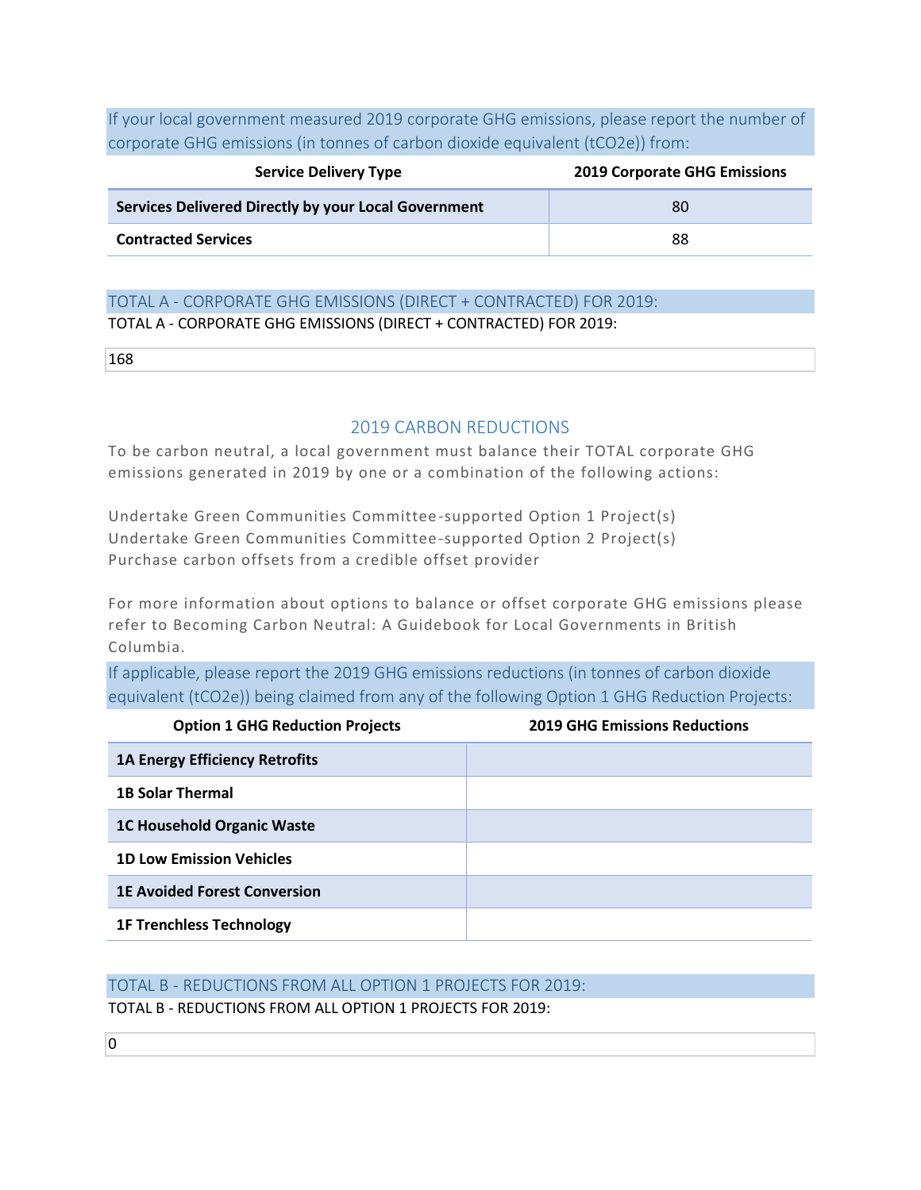If your local government measured 2019 corporate GHG emissions, please report the number of corporate GHG emissions (in tonnes of carbon dioxide equivalent (tCO2e)) from:

| Service Delivery Type | 2019 Corporate GHG Emissions |
|---|---|
| **Services Delivered Directly by your Local Government** | 80 |
| **Contracted Services** | 88 |

TOTAL A - CORPORATE GHG EMISSIONS (DIRECT + CONTRACTED) FOR 2019:

TOTAL A - CORPORATE GHG EMISSIONS (DIRECT + CONTRACTED) FOR 2019:

168

## 2019 CARBON REDUCTIONS

To be carbon neutral, a local government must balance their TOTAL corporate GHG emissions generated in 2019 by one or a combination of the following actions:

Undertake Green Communities Committee-supported Option 1 Project(s)
Undertake Green Communities Committee-supported Option 2 Project(s)
Purchase carbon offsets from a credible offset provider

For more information about options to balance or offset corporate GHG emissions please refer to Becoming Carbon Neutral: A Guidebook for Local Governments in British Columbia.

If applicable, please report the 2019 GHG emissions reductions (in tonnes of carbon dioxide equivalent (tCO2e)) being claimed from any of the following Option 1 GHG Reduction Projects:

| Option 1 GHG Reduction Projects | 2019 GHG Emissions Reductions |
|---|---|
| **1A Energy Efficiency Retrofits** | |
| **1B Solar Thermal** | |
| **1C Household Organic Waste** | |
| **1D Low Emission Vehicles** | |
| **1E Avoided Forest Conversion** | |
| **1F Trenchless Technology** | |

TOTAL B - REDUCTIONS FROM ALL OPTION 1 PROJECTS FOR 2019:

TOTAL B - REDUCTIONS FROM ALL OPTION 1 PROJECTS FOR 2019:

0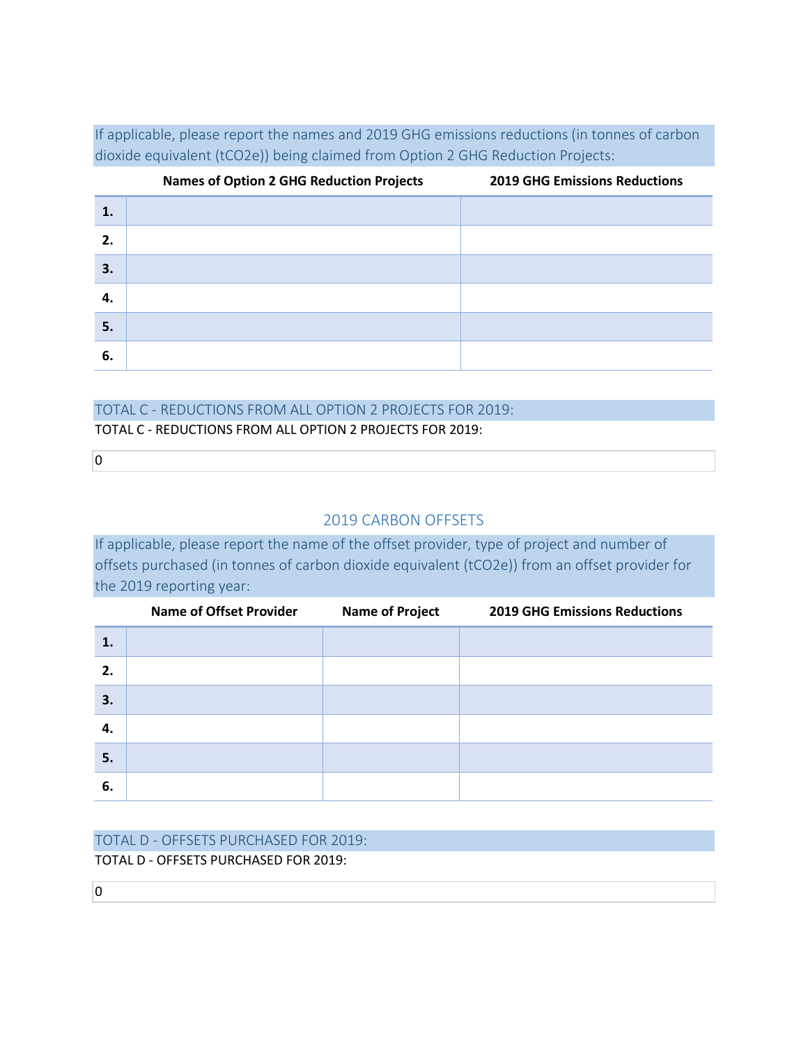If applicable, please report the names and 2019 GHG emissions reductions (in tonnes of carbon dioxide equivalent (tCO2e)) being claimed from Option 2 GHG Reduction Projects:

| | Names of Option 2 GHG Reduction Projects | 2019 GHG Emissions Reductions |
|---|---|---|
| 1. | | |
| 2. | | |
| 3. | | |
| 4. | | |
| 5. | | |
| 6. | | |

TOTAL C - REDUCTIONS FROM ALL OPTION 2 PROJECTS FOR 2019:

TOTAL C - REDUCTIONS FROM ALL OPTION 2 PROJECTS FOR 2019:

0

## 2019 CARBON OFFSETS

If applicable, please report the name of the offset provider, type of project and number of offsets purchased (in tonnes of carbon dioxide equivalent (tCO2e)) from an offset provider for the 2019 reporting year:

| | Name of Offset Provider | Name of Project | 2019 GHG Emissions Reductions |
|---|---|---|---|
| 1. | | | |
| 2. | | | |
| 3. | | | |
| 4. | | | |
| 5. | | | |
| 6. | | | |

TOTAL D - OFFSETS PURCHASED FOR 2019:

TOTAL D - OFFSETS PURCHASED FOR 2019:

0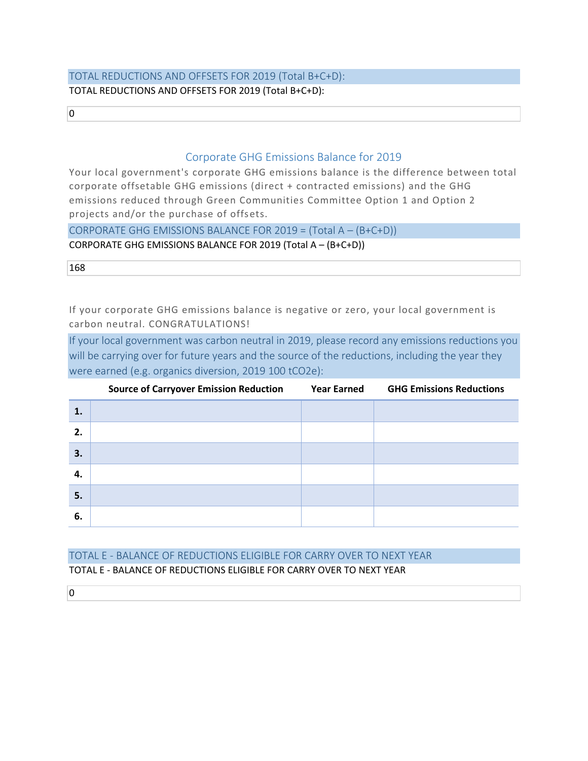TOTAL REDUCTIONS AND OFFSETS FOR 2019 (Total B+C+D):

TOTAL REDUCTIONS AND OFFSETS FOR 2019 (Total B+C+D):

0

## Corporate GHG Emissions Balance for 2019

Your local government's corporate GHG emissions balance is the difference between total corporate offsetable GHG emissions (direct + contracted emissions) and the GHG emissions reduced through Green Communities Committee Option 1 and Option 2 projects and/or the purchase of offsets.

CORPORATE GHG EMISSIONS BALANCE FOR 2019 = (Total A – (B+C+D))

CORPORATE GHG EMISSIONS BALANCE FOR 2019 (Total A – (B+C+D))

168

If your corporate GHG emissions balance is negative or zero, your local government is carbon neutral. CONGRATULATIONS!

If your local government was carbon neutral in 2019, please record any emissions reductions you will be carrying over for future years and the source of the reductions, including the year they were earned (e.g. organics diversion, 2019 100 tCO2e):

| | Source of Carryover Emission Reduction | Year Earned | GHG Emissions Reductions |
|---|---|---|---|
| **1.** | | | |
| **2.** | | | |
| **3.** | | | |
| **4.** | | | |
| **5.** | | | |
| **6.** | | | |

TOTAL E - BALANCE OF REDUCTIONS ELIGIBLE FOR CARRY OVER TO NEXT YEAR

TOTAL E - BALANCE OF REDUCTIONS ELIGIBLE FOR CARRY OVER TO NEXT YEAR

0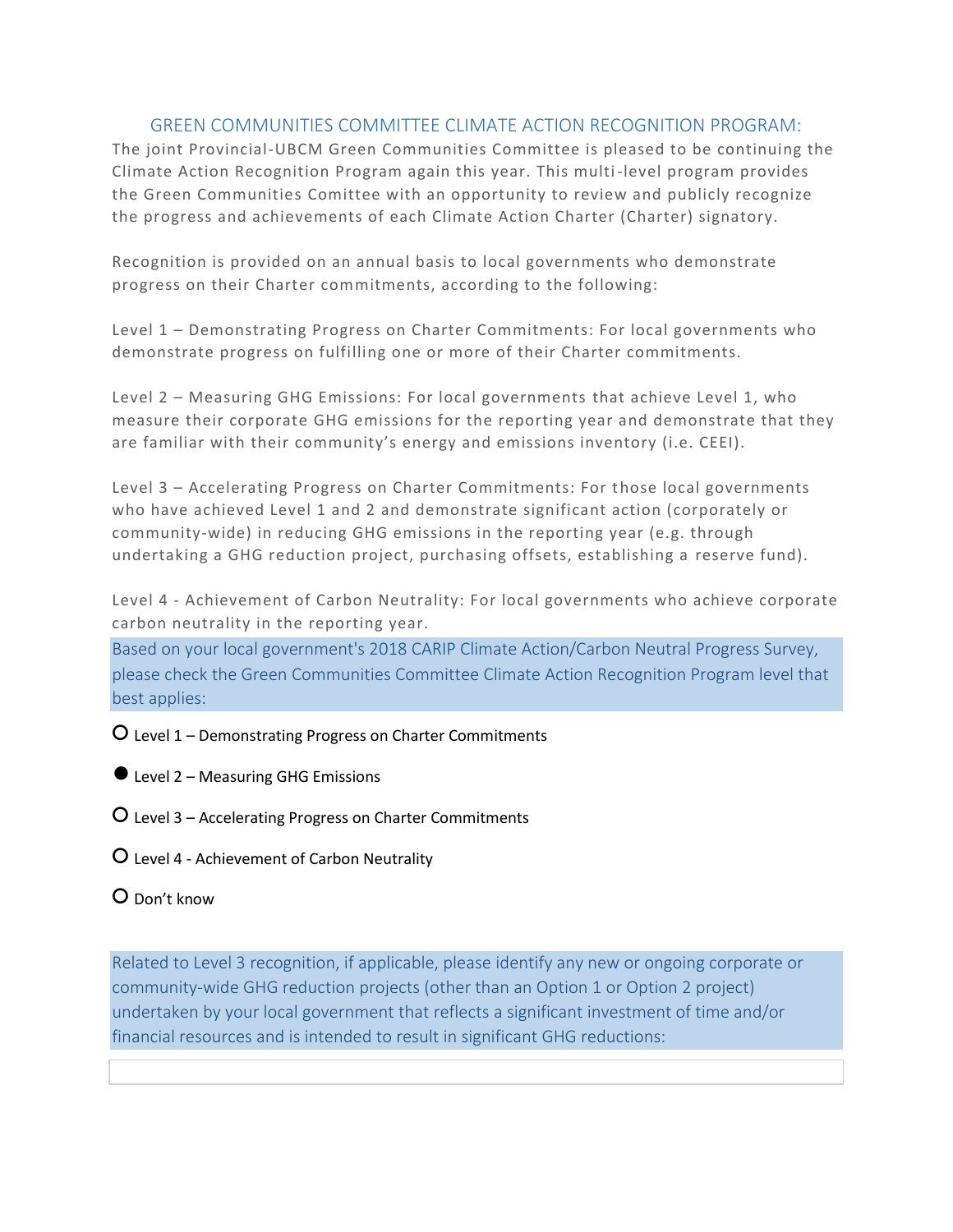## GREEN COMMUNITIES COMMITTEE CLIMATE ACTION RECOGNITION PROGRAM:

The joint Provincial-UBCM Green Communities Committee is pleased to be continuing the Climate Action Recognition Program again this year. This multi-level program provides the Green Communities Comittee with an opportunity to review and publicly recognize the progress and achievements of each Climate Action Charter (Charter) signatory.

Recognition is provided on an annual basis to local governments who demonstrate progress on their Charter commitments, according to the following:

Level 1 – Demonstrating Progress on Charter Commitments: For local governments who demonstrate progress on fulfilling one or more of their Charter commitments.

Level 2 – Measuring GHG Emissions: For local governments that achieve Level 1, who measure their corporate GHG emissions for the reporting year and demonstrate that they are familiar with their community's energy and emissions inventory (i.e. CEEI).

Level 3 – Accelerating Progress on Charter Commitments: For those local governments who have achieved Level 1 and 2 and demonstrate significant action (corporately or community-wide) in reducing GHG emissions in the reporting year (e.g. through undertaking a GHG reduction project, purchasing offsets, establishing a reserve fund).

Level 4 - Achievement of Carbon Neutrality: For local governments who achieve corporate carbon neutrality in the reporting year.

Based on your local government's 2018 CARIP Climate Action/Carbon Neutral Progress Survey, please check the Green Communities Committee Climate Action Recognition Program level that best applies:

- ○ Level 1 – Demonstrating Progress on Charter Commitments
- ● Level 2 – Measuring GHG Emissions
- ○ Level 3 – Accelerating Progress on Charter Commitments
- ○ Level 4 - Achievement of Carbon Neutrality
- ○ Don't know

Related to Level 3 recognition, if applicable, please identify any new or ongoing corporate or community-wide GHG reduction projects (other than an Option 1 or Option 2 project) undertaken by your local government that reflects a significant investment of time and/or financial resources and is intended to result in significant GHG reductions: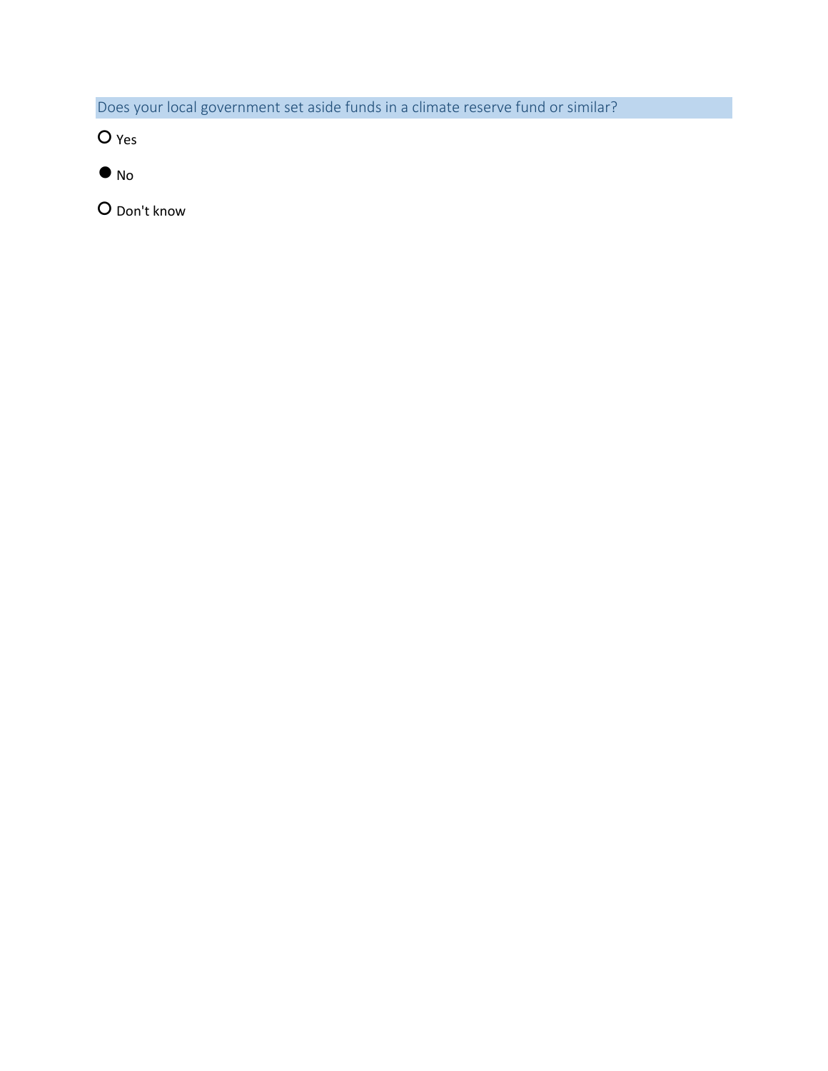### Does your local government set aside funds in a climate reserve fund or similar?

- ○ Yes
- ● No
- ○ Don't know